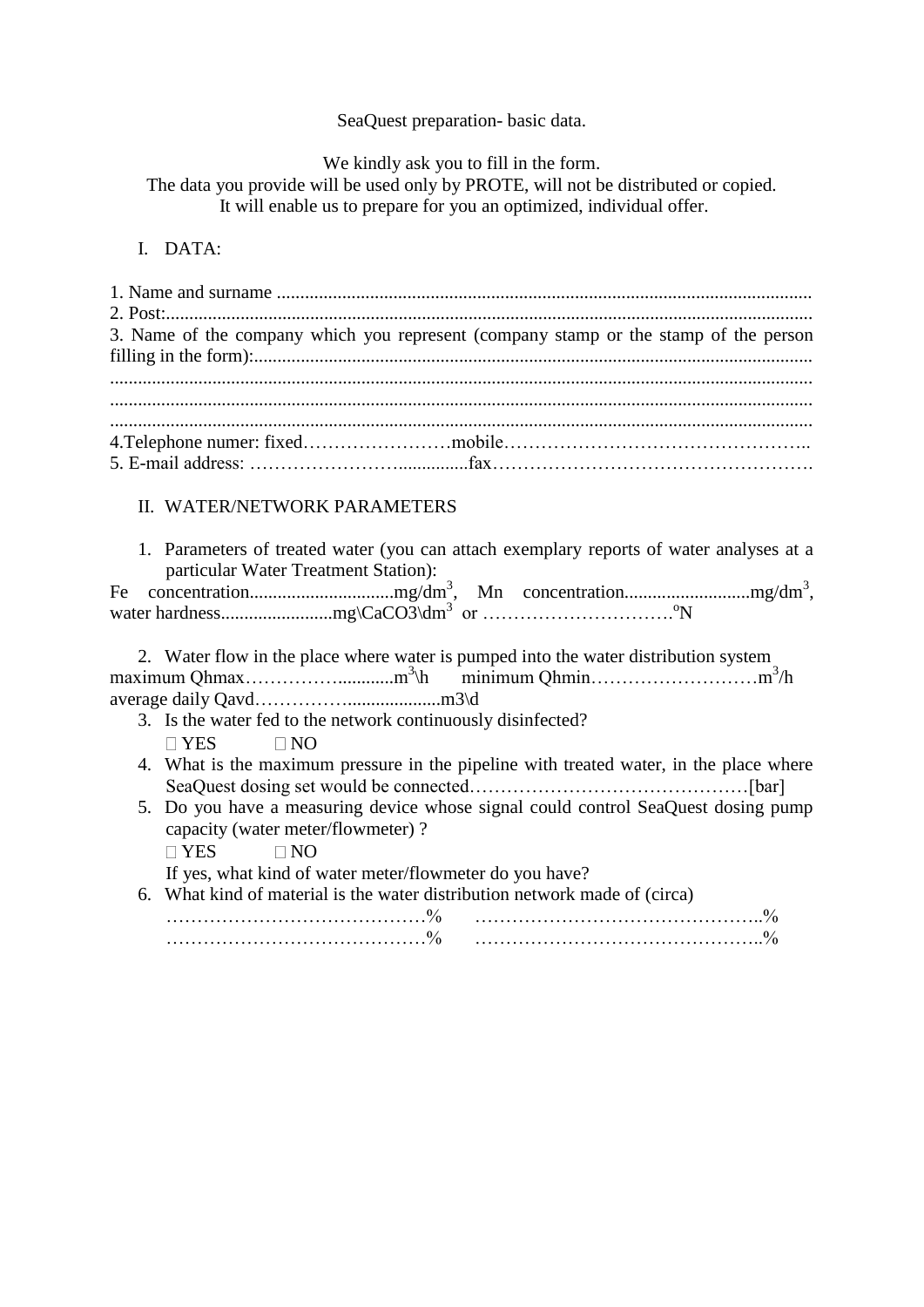SeaQuest preparation- basic data.

We kindly ask you to fill in the form.
The data you provide will be used only by PROTE, will not be distributed or copied.
It will enable us to prepare for you an optimized, individual offer.

I. DATA:

1. Name and surname ..................................................................................................................
2. Post:..........................................................................................................................................
3. Name of the company which you represent (company stamp or the stamp of the person filling in the form):.......................................................................................................................
.....................................................................................................................................................
.....................................................................................................................................................
.....................................................................................................................................................
4.Telephone numer: fixed……………………mobile…………………………………………..
5. E-mail address: ……………………..............fax…………………………………………….

II. WATER/NETWORK PARAMETERS

1. Parameters of treated water (you can attach exemplary reports of water analyses at a particular Water Treatment Station):

Fe concentration...............................mg/dm$^3$, Mn concentration...........................mg/dm$^3$, water hardness........................mg\CaCO3\dm$^3$ or ………………………….$^o$N

2. Water flow in the place where water is pumped into the water distribution system

maximum Qhmax…………….............m$^3$\h minimum Qhmin………………………m$^3$/h
average daily Qavd……………....................m3\d

3. Is the water fed to the network continuously disinfected?

 YES  NO

4. What is the maximum pressure in the pipeline with treated water, in the place where SeaQuest dosing set would be connected………………………………………[bar]
5. Do you have a measuring device whose signal could control SeaQuest dosing pump capacity (water meter/flowmeter) ?

 YES  NO

If yes, what kind of water meter/flowmeter do you have?

6. What kind of material is the water distribution network made of (circa)

……………………………………% ………………………………………..%
……………………………………% ………………………………………..%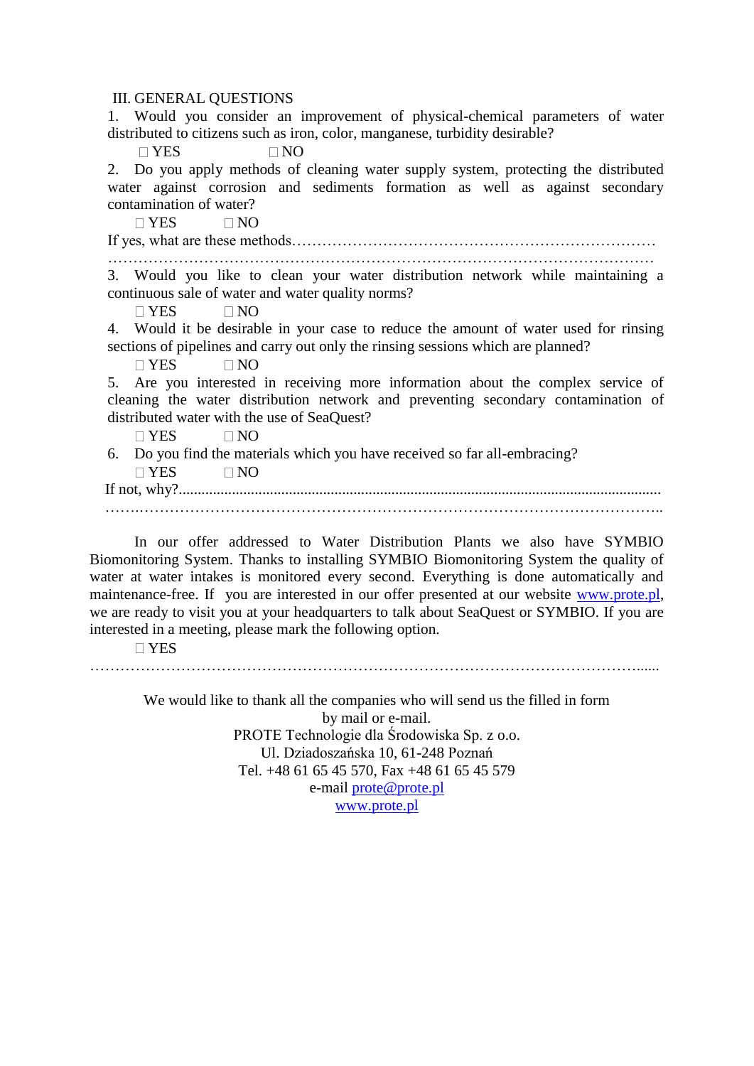III. GENERAL QUESTIONS

1. Would you consider an improvement of physical-chemical parameters of water distributed to citizens such as iron, color, manganese, turbidity desirable?

 YES  NO

2. Do you apply methods of cleaning water supply system, protecting the distributed water against corrosion and sediments formation as well as against secondary contamination of water?

 YES  NO

If yes, what are these methods…………………………………………………………………
…………………………………………………………………………………………………

3. Would you like to clean your water distribution network while maintaining a continuous sale of water and water quality norms?

 YES  NO

4. Would it be desirable in your case to reduce the amount of water used for rinsing sections of pipelines and carry out only the rinsing sessions which are planned?

 YES  NO

5. Are you interested in receiving more information about the complex service of cleaning the water distribution network and preventing secondary contamination of distributed water with the use of SeaQuest?

 YES  NO

6. Do you find the materials which you have received so far all-embracing?

 YES  NO

If not, why?.............................................................................................................................
……..…………………………………………………………………………………………..

In our offer addressed to Water Distribution Plants we also have SYMBIO Biomonitoring System. Thanks to installing SYMBIO Biomonitoring System the quality of water at water intakes is monitored every second. Everything is done automatically and maintenance-free. If you are interested in our offer presented at our website www.prote.pl, we are ready to visit you at your headquarters to talk about SeaQuest or SYMBIO. If you are interested in a meeting, please mark the following option.

 YES

………………………………………………………………………………………………......

We would like to thank all the companies who will send us the filled in form by mail or e-mail.

PROTE Technologie dla Środowiska Sp. z o.o.
Ul. Dziadoszańska 10, 61-248 Poznań
Tel. +48 61 65 45 570, Fax +48 61 65 45 579
e-mail prote@prote.pl
www.prote.pl